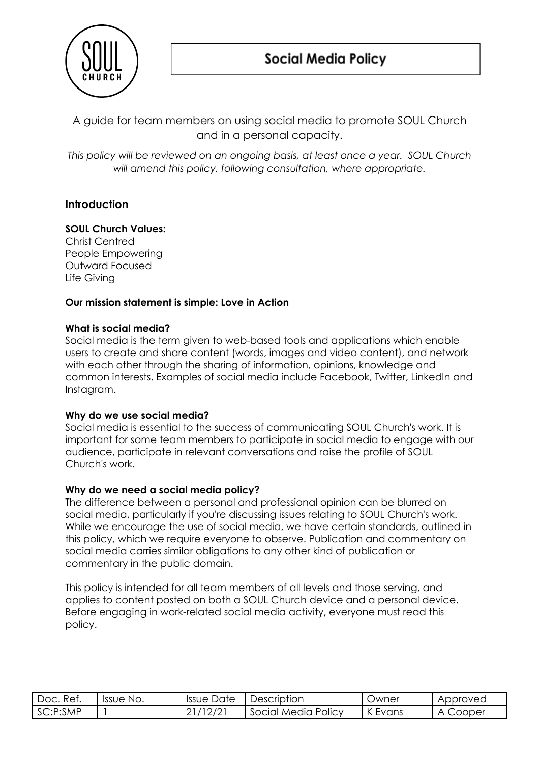# Social Media Policy

A guide for team members on using social media to promote SOUL Church and in a personal capacity.

*This policy will be reviewed on an ongoing basis, at least once a year. SOUL Church will amend this policy, following consultation, where appropriate.*

## Introduction

**SOUL Church Values:**
Christ Centred
People Empowering
Outward Focused
Life Giving

**Our mission statement is simple: Love in Action**

**What is social media?**
Social media is the term given to web-based tools and applications which enable users to create and share content (words, images and video content), and network with each other through the sharing of information, opinions, knowledge and common interests. Examples of social media include Facebook, Twitter, LinkedIn and Instagram.

**Why do we use social media?**
Social media is essential to the success of communicating SOUL Church's work. It is important for some team members to participate in social media to engage with our audience, participate in relevant conversations and raise the profile of SOUL Church's work.

**Why do we need a social media policy?**
The difference between a personal and professional opinion can be blurred on social media, particularly if you're discussing issues relating to SOUL Church's work. While we encourage the use of social media, we have certain standards, outlined in this policy, which we require everyone to observe. Publication and commentary on social media carries similar obligations to any other kind of publication or commentary in the public domain.

This policy is intended for all team members of all levels and those serving, and applies to content posted on both a SOUL Church device and a personal device. Before engaging in work-related social media activity, everyone must read this policy.

| Doc. Ref. | Issue No. | Issue Date | Description | Owner | Approved |
|---|---|---|---|---|---|
| SC:P:SMP | 1 | 21/12/21 | Social Media Policy | K Evans | A Cooper |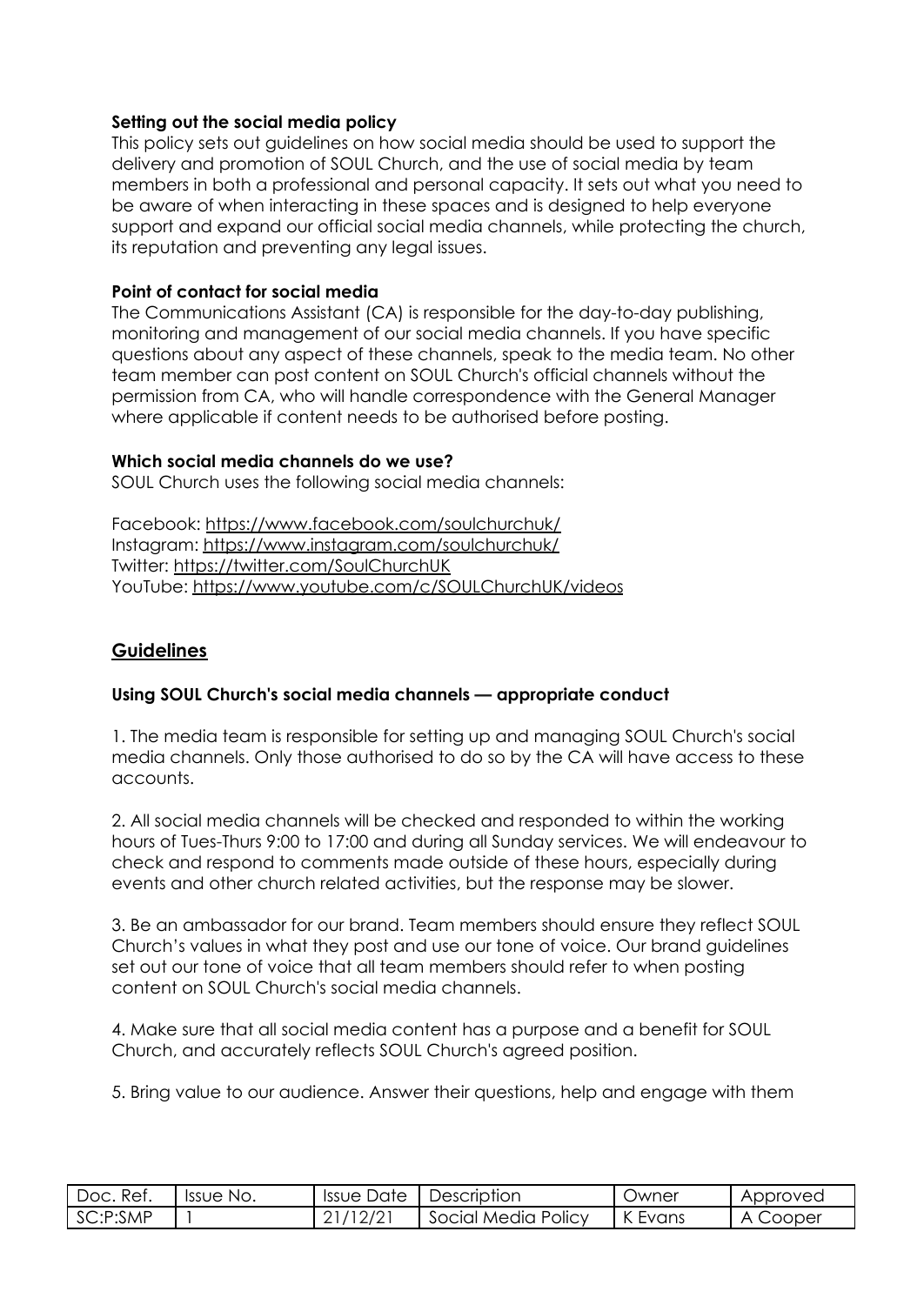**Setting out the social media policy**

This policy sets out guidelines on how social media should be used to support the delivery and promotion of SOUL Church, and the use of social media by team members in both a professional and personal capacity. It sets out what you need to be aware of when interacting in these spaces and is designed to help everyone support and expand our official social media channels, while protecting the church, its reputation and preventing any legal issues.

**Point of contact for social media**

The Communications Assistant (CA) is responsible for the day-to-day publishing, monitoring and management of our social media channels. If you have specific questions about any aspect of these channels, speak to the media team. No other team member can post content on SOUL Church's official channels without the permission from CA, who will handle correspondence with the General Manager where applicable if content needs to be authorised before posting.

**Which social media channels do we use?**

SOUL Church uses the following social media channels:

Facebook: https://www.facebook.com/soulchurchuk/
Instagram: https://www.instagram.com/soulchurchuk/
Twitter: https://twitter.com/SoulChurchUK
YouTube: https://www.youtube.com/c/SOULChurchUK/videos

## Guidelines

**Using SOUL Church's social media channels — appropriate conduct**

1. The media team is responsible for setting up and managing SOUL Church's social media channels. Only those authorised to do so by the CA will have access to these accounts.

2. All social media channels will be checked and responded to within the working hours of Tues-Thurs 9:00 to 17:00 and during all Sunday services. We will endeavour to check and respond to comments made outside of these hours, especially during events and other church related activities, but the response may be slower.

3. Be an ambassador for our brand. Team members should ensure they reflect SOUL Church's values in what they post and use our tone of voice. Our brand guidelines set out our tone of voice that all team members should refer to when posting content on SOUL Church's social media channels.

4. Make sure that all social media content has a purpose and a benefit for SOUL Church, and accurately reflects SOUL Church's agreed position.

5. Bring value to our audience. Answer their questions, help and engage with them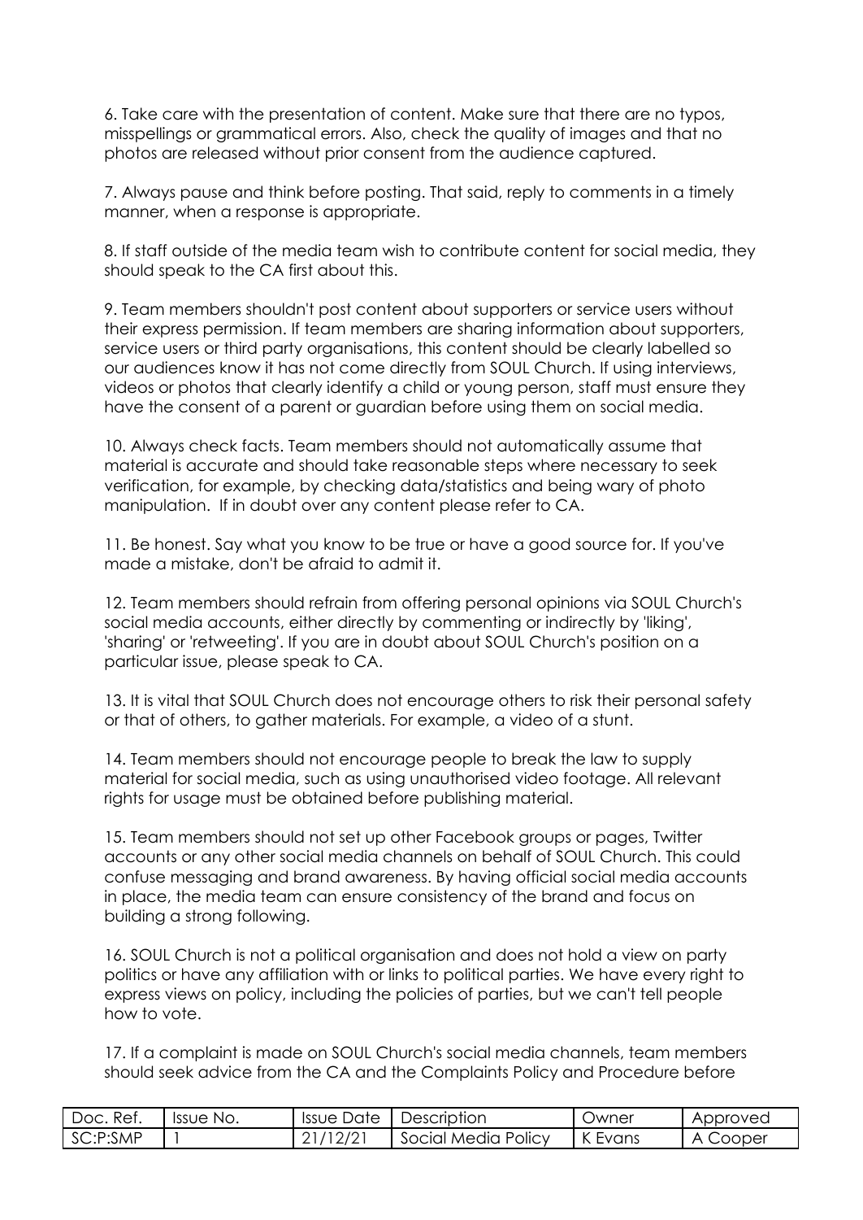6. Take care with the presentation of content. Make sure that there are no typos, misspellings or grammatical errors. Also, check the quality of images and that no photos are released without prior consent from the audience captured.

7. Always pause and think before posting. That said, reply to comments in a timely manner, when a response is appropriate.

8. If staff outside of the media team wish to contribute content for social media, they should speak to the CA first about this.

9. Team members shouldn't post content about supporters or service users without their express permission. If team members are sharing information about supporters, service users or third party organisations, this content should be clearly labelled so our audiences know it has not come directly from SOUL Church. If using interviews, videos or photos that clearly identify a child or young person, staff must ensure they have the consent of a parent or guardian before using them on social media.

10. Always check facts. Team members should not automatically assume that material is accurate and should take reasonable steps where necessary to seek verification, for example, by checking data/statistics and being wary of photo manipulation. If in doubt over any content please refer to CA.

11. Be honest. Say what you know to be true or have a good source for. If you've made a mistake, don't be afraid to admit it.

12. Team members should refrain from offering personal opinions via SOUL Church's social media accounts, either directly by commenting or indirectly by 'liking', 'sharing' or 'retweeting'. If you are in doubt about SOUL Church's position on a particular issue, please speak to CA.

13. It is vital that SOUL Church does not encourage others to risk their personal safety or that of others, to gather materials. For example, a video of a stunt.

14. Team members should not encourage people to break the law to supply material for social media, such as using unauthorised video footage. All relevant rights for usage must be obtained before publishing material.

15. Team members should not set up other Facebook groups or pages, Twitter accounts or any other social media channels on behalf of SOUL Church. This could confuse messaging and brand awareness. By having official social media accounts in place, the media team can ensure consistency of the brand and focus on building a strong following.

16. SOUL Church is not a political organisation and does not hold a view on party politics or have any affiliation with or links to political parties. We have every right to express views on policy, including the policies of parties, but we can't tell people how to vote.

17. If a complaint is made on SOUL Church's social media channels, team members should seek advice from the CA and the Complaints Policy and Procedure before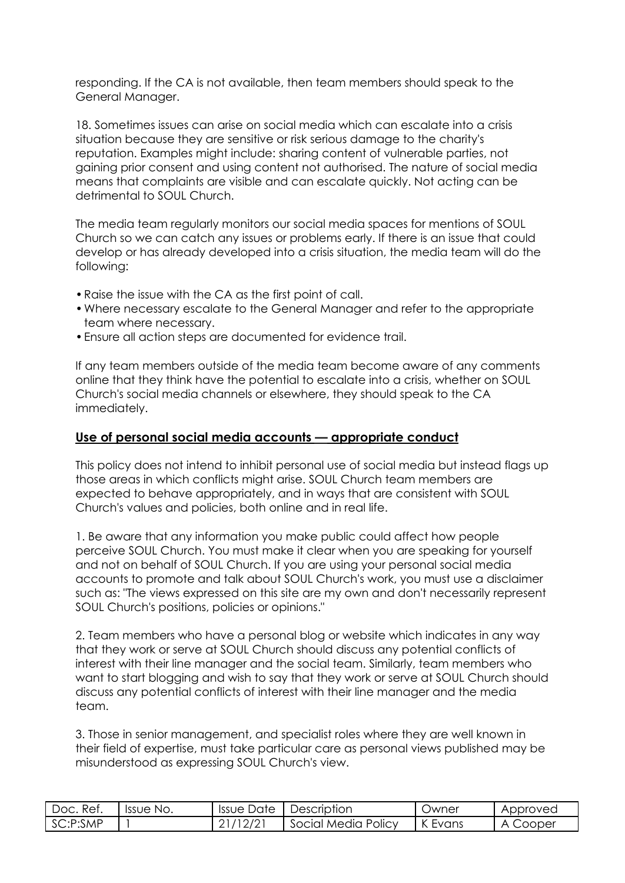responding. If the CA is not available, then team members should speak to the General Manager.

18. Sometimes issues can arise on social media which can escalate into a crisis situation because they are sensitive or risk serious damage to the charity's reputation. Examples might include: sharing content of vulnerable parties, not gaining prior consent and using content not authorised. The nature of social media means that complaints are visible and can escalate quickly. Not acting can be detrimental to SOUL Church.

The media team regularly monitors our social media spaces for mentions of SOUL Church so we can catch any issues or problems early. If there is an issue that could develop or has already developed into a crisis situation, the media team will do the following:

- Raise the issue with the CA as the first point of call.
- Where necessary escalate to the General Manager and refer to the appropriate team where necessary.
- Ensure all action steps are documented for evidence trail.

If any team members outside of the media team become aware of any comments online that they think have the potential to escalate into a crisis, whether on SOUL Church's social media channels or elsewhere, they should speak to the CA immediately.

## Use of personal social media accounts — appropriate conduct

This policy does not intend to inhibit personal use of social media but instead flags up those areas in which conflicts might arise. SOUL Church team members are expected to behave appropriately, and in ways that are consistent with SOUL Church's values and policies, both online and in real life.

1. Be aware that any information you make public could affect how people perceive SOUL Church. You must make it clear when you are speaking for yourself and not on behalf of SOUL Church. If you are using your personal social media accounts to promote and talk about SOUL Church's work, you must use a disclaimer such as: "The views expressed on this site are my own and don't necessarily represent SOUL Church's positions, policies or opinions."

2. Team members who have a personal blog or website which indicates in any way that they work or serve at SOUL Church should discuss any potential conflicts of interest with their line manager and the social team. Similarly, team members who want to start blogging and wish to say that they work or serve at SOUL Church should discuss any potential conflicts of interest with their line manager and the media team.

3. Those in senior management, and specialist roles where they are well known in their field of expertise, must take particular care as personal views published may be misunderstood as expressing SOUL Church's view.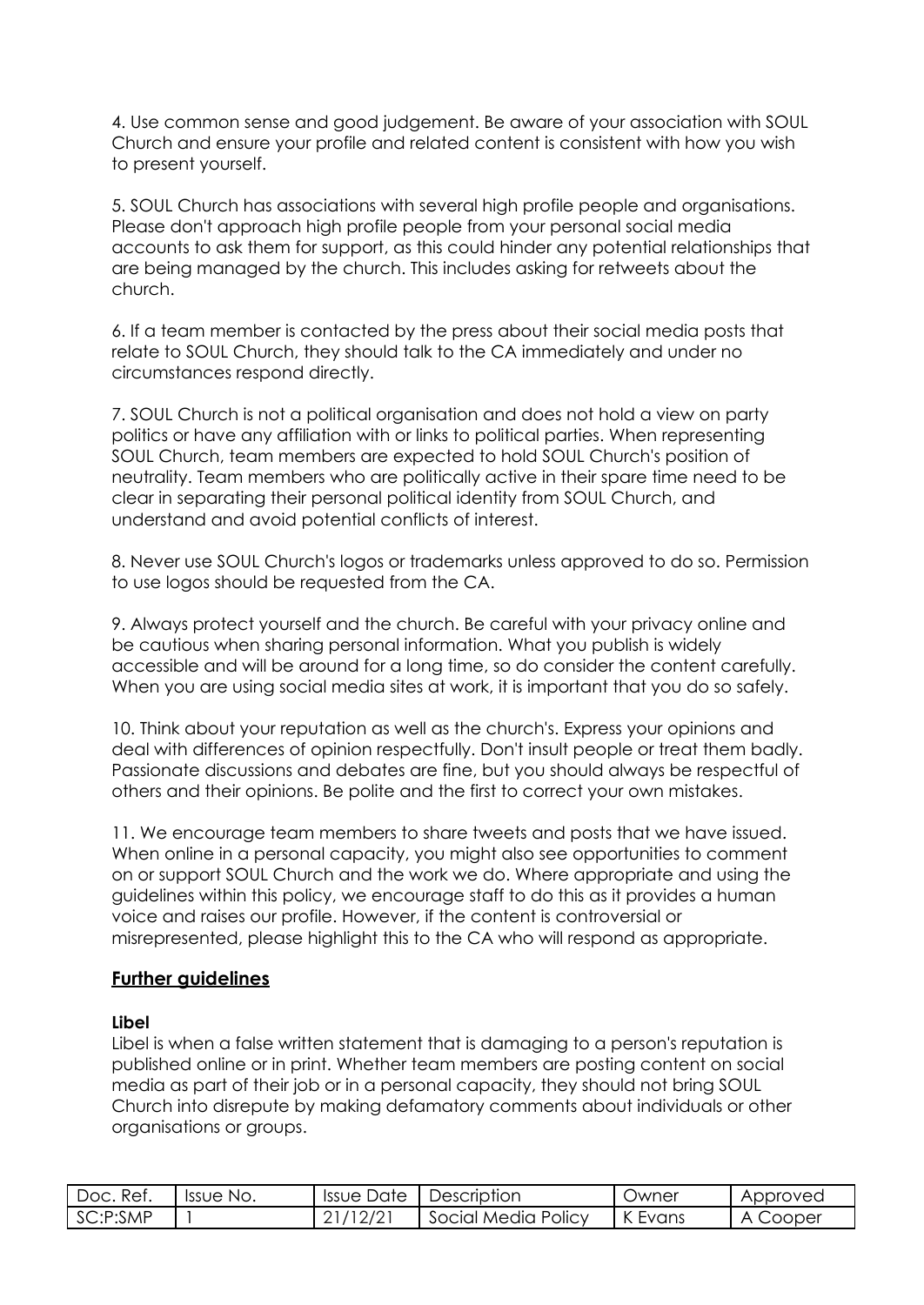4. Use common sense and good judgement. Be aware of your association with SOUL Church and ensure your profile and related content is consistent with how you wish to present yourself.

5. SOUL Church has associations with several high profile people and organisations. Please don't approach high profile people from your personal social media accounts to ask them for support, as this could hinder any potential relationships that are being managed by the church. This includes asking for retweets about the church.

6. If a team member is contacted by the press about their social media posts that relate to SOUL Church, they should talk to the CA immediately and under no circumstances respond directly.

7. SOUL Church is not a political organisation and does not hold a view on party politics or have any affiliation with or links to political parties. When representing SOUL Church, team members are expected to hold SOUL Church's position of neutrality. Team members who are politically active in their spare time need to be clear in separating their personal political identity from SOUL Church, and understand and avoid potential conflicts of interest.

8. Never use SOUL Church's logos or trademarks unless approved to do so. Permission to use logos should be requested from the CA.

9. Always protect yourself and the church. Be careful with your privacy online and be cautious when sharing personal information. What you publish is widely accessible and will be around for a long time, so do consider the content carefully. When you are using social media sites at work, it is important that you do so safely.

10. Think about your reputation as well as the church's. Express your opinions and deal with differences of opinion respectfully. Don't insult people or treat them badly. Passionate discussions and debates are fine, but you should always be respectful of others and their opinions. Be polite and the first to correct your own mistakes.

11. We encourage team members to share tweets and posts that we have issued. When online in a personal capacity, you might also see opportunities to comment on or support SOUL Church and the work we do. Where appropriate and using the guidelines within this policy, we encourage staff to do this as it provides a human voice and raises our profile. However, if the content is controversial or misrepresented, please highlight this to the CA who will respond as appropriate.

## Further guidelines

**Libel**

Libel is when a false written statement that is damaging to a person's reputation is published online or in print. Whether team members are posting content on social media as part of their job or in a personal capacity, they should not bring SOUL Church into disrepute by making defamatory comments about individuals or other organisations or groups.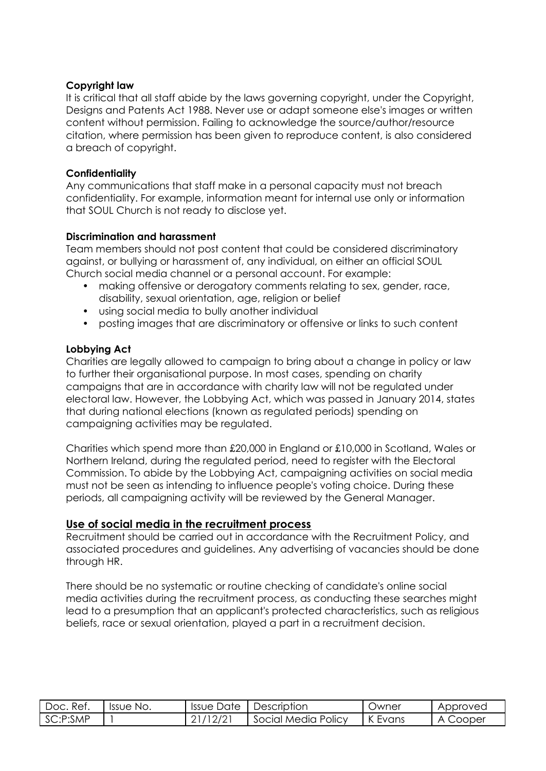**Copyright law**

It is critical that all staff abide by the laws governing copyright, under the Copyright, Designs and Patents Act 1988. Never use or adapt someone else's images or written content without permission. Failing to acknowledge the source/author/resource citation, where permission has been given to reproduce content, is also considered a breach of copyright.

**Confidentiality**

Any communications that staff make in a personal capacity must not breach confidentiality. For example, information meant for internal use only or information that SOUL Church is not ready to disclose yet.

**Discrimination and harassment**

Team members should not post content that could be considered discriminatory against, or bullying or harassment of, any individual, on either an official SOUL Church social media channel or a personal account. For example:

- making offensive or derogatory comments relating to sex, gender, race, disability, sexual orientation, age, religion or belief
- using social media to bully another individual
- posting images that are discriminatory or offensive or links to such content

**Lobbying Act**

Charities are legally allowed to campaign to bring about a change in policy or law to further their organisational purpose. In most cases, spending on charity campaigns that are in accordance with charity law will not be regulated under electoral law. However, the Lobbying Act, which was passed in January 2014, states that during national elections (known as regulated periods) spending on campaigning activities may be regulated.

Charities which spend more than £20,000 in England or £10,000 in Scotland, Wales or Northern Ireland, during the regulated period, need to register with the Electoral Commission. To abide by the Lobbying Act, campaigning activities on social media must not be seen as intending to influence people's voting choice. During these periods, all campaigning activity will be reviewed by the General Manager.

## Use of social media in the recruitment process

Recruitment should be carried out in accordance with the Recruitment Policy, and associated procedures and guidelines. Any advertising of vacancies should be done through HR.

There should be no systematic or routine checking of candidate's online social media activities during the recruitment process, as conducting these searches might lead to a presumption that an applicant's protected characteristics, such as religious beliefs, race or sexual orientation, played a part in a recruitment decision.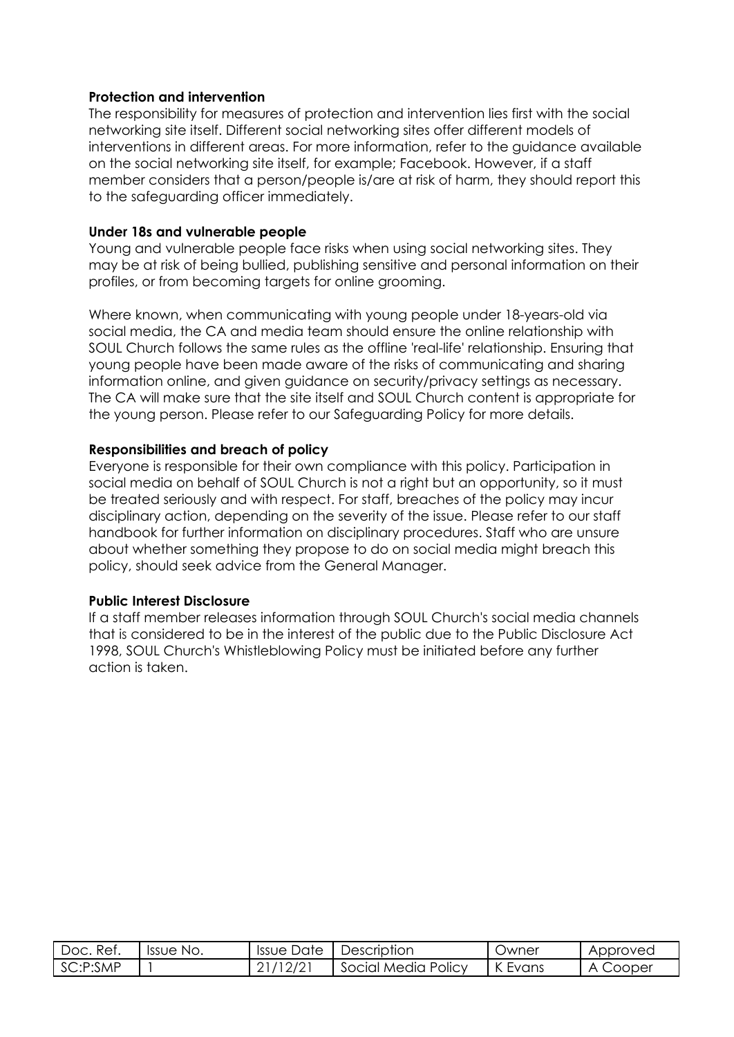**Protection and intervention**

The responsibility for measures of protection and intervention lies first with the social networking site itself. Different social networking sites offer different models of interventions in different areas. For more information, refer to the guidance available on the social networking site itself, for example; Facebook. However, if a staff member considers that a person/people is/are at risk of harm, they should report this to the safeguarding officer immediately.

**Under 18s and vulnerable people**

Young and vulnerable people face risks when using social networking sites. They may be at risk of being bullied, publishing sensitive and personal information on their profiles, or from becoming targets for online grooming.

Where known, when communicating with young people under 18-years-old via social media, the CA and media team should ensure the online relationship with SOUL Church follows the same rules as the offline 'real-life' relationship. Ensuring that young people have been made aware of the risks of communicating and sharing information online, and given guidance on security/privacy settings as necessary. The CA will make sure that the site itself and SOUL Church content is appropriate for the young person. Please refer to our Safeguarding Policy for more details.

**Responsibilities and breach of policy**

Everyone is responsible for their own compliance with this policy. Participation in social media on behalf of SOUL Church is not a right but an opportunity, so it must be treated seriously and with respect. For staff, breaches of the policy may incur disciplinary action, depending on the severity of the issue. Please refer to our staff handbook for further information on disciplinary procedures. Staff who are unsure about whether something they propose to do on social media might breach this policy, should seek advice from the General Manager.

**Public Interest Disclosure**

If a staff member releases information through SOUL Church's social media channels that is considered to be in the interest of the public due to the Public Disclosure Act 1998, SOUL Church's Whistleblowing Policy must be initiated before any further action is taken.

| Doc. Ref. | Issue No. | Issue Date | Description | Owner | Approved |
|---|---|---|---|---|---|
| SC:P:SMP | 1 | 21/12/21 | Social Media Policy | K Evans | A Cooper |